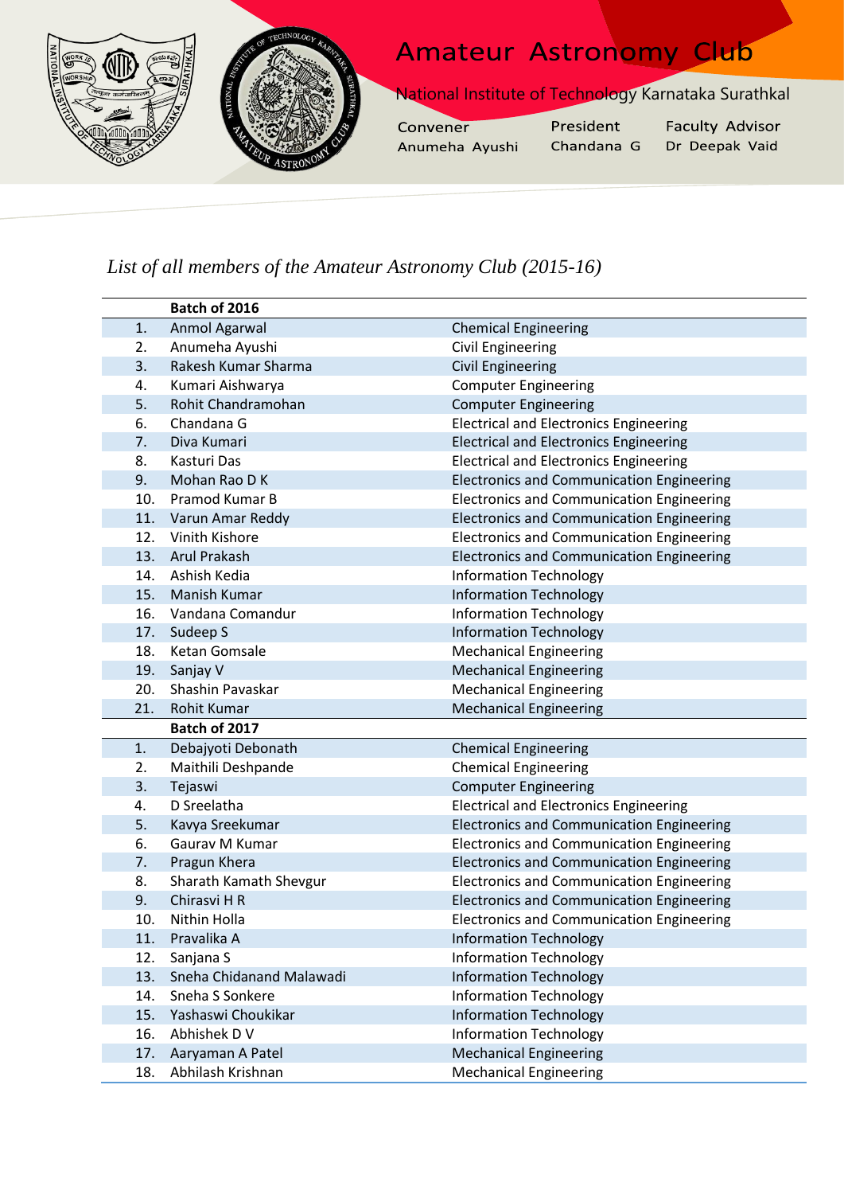# Amateur Astronomy Club

National Institute of Technology Karnataka Surathkal

Convener
Anumeha Ayushi

President
Chandana G

Faculty Advisor
Dr Deepak Vaid

*List of all members of the Amateur Astronomy Club (2015-16)*

| | Batch of 2016 | |
|---|---|---|
| 1. | Anmol Agarwal | Chemical Engineering |
| 2. | Anumeha Ayushi | Civil Engineering |
| 3. | Rakesh Kumar Sharma | Civil Engineering |
| 4. | Kumari Aishwarya | Computer Engineering |
| 5. | Rohit Chandramohan | Computer Engineering |
| 6. | Chandana G | Electrical and Electronics Engineering |
| 7. | Diva Kumari | Electrical and Electronics Engineering |
| 8. | Kasturi Das | Electrical and Electronics Engineering |
| 9. | Mohan Rao D K | Electronics and Communication Engineering |
| 10. | Pramod Kumar B | Electronics and Communication Engineering |
| 11. | Varun Amar Reddy | Electronics and Communication Engineering |
| 12. | Vinith Kishore | Electronics and Communication Engineering |
| 13. | Arul Prakash | Electronics and Communication Engineering |
| 14. | Ashish Kedia | Information Technology |
| 15. | Manish Kumar | Information Technology |
| 16. | Vandana Comandur | Information Technology |
| 17. | Sudeep S | Information Technology |
| 18. | Ketan Gomsale | Mechanical Engineering |
| 19. | Sanjay V | Mechanical Engineering |
| 20. | Shashin Pavaskar | Mechanical Engineering |
| 21. | Rohit Kumar | Mechanical Engineering |
| | **Batch of 2017** | |
| 1. | Debajyoti Debonath | Chemical Engineering |
| 2. | Maithili Deshpande | Chemical Engineering |
| 3. | Tejaswi | Computer Engineering |
| 4. | D Sreelatha | Electrical and Electronics Engineering |
| 5. | Kavya Sreekumar | Electronics and Communication Engineering |
| 6. | Gaurav M Kumar | Electronics and Communication Engineering |
| 7. | Pragun Khera | Electronics and Communication Engineering |
| 8. | Sharath Kamath Shevgur | Electronics and Communication Engineering |
| 9. | Chirasvi H R | Electronics and Communication Engineering |
| 10. | Nithin Holla | Electronics and Communication Engineering |
| 11. | Pravalika A | Information Technology |
| 12. | Sanjana S | Information Technology |
| 13. | Sneha Chidanand Malawadi | Information Technology |
| 14. | Sneha S Sonkere | Information Technology |
| 15. | Yashaswi Choukikar | Information Technology |
| 16. | Abhishek D V | Information Technology |
| 17. | Aaryaman A Patel | Mechanical Engineering |
| 18. | Abhilash Krishnan | Mechanical Engineering |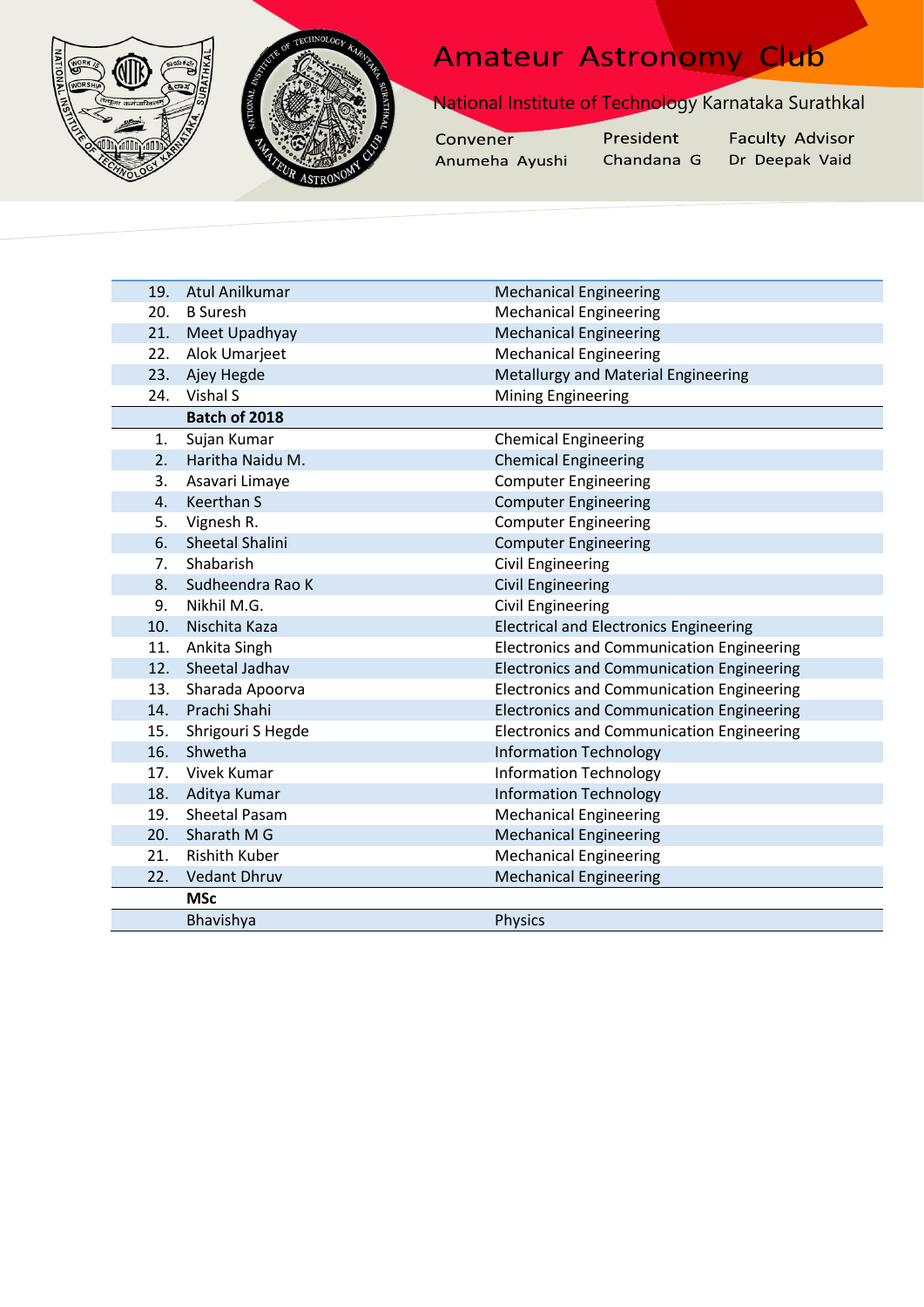| 19. | Atul Anilkumar | Mechanical Engineering |
|---|---|---|
| 20. | B Suresh | Mechanical Engineering |
| 21. | Meet Upadhyay | Mechanical Engineering |
| 22. | Alok Umarjeet | Mechanical Engineering |
| 23. | Ajey Hegde | Metallurgy and Material Engineering |
| 24. | Vishal S | Mining Engineering |
| | **Batch of 2018** | |
| 1. | Sujan Kumar | Chemical Engineering |
| 2. | Haritha Naidu M. | Chemical Engineering |
| 3. | Asavari Limaye | Computer Engineering |
| 4. | Keerthan S | Computer Engineering |
| 5. | Vignesh R. | Computer Engineering |
| 6. | Sheetal Shalini | Computer Engineering |
| 7. | Shabarish | Civil Engineering |
| 8. | Sudheendra Rao K | Civil Engineering |
| 9. | Nikhil M.G. | Civil Engineering |
| 10. | Nischita Kaza | Electrical and Electronics Engineering |
| 11. | Ankita Singh | Electronics and Communication Engineering |
| 12. | Sheetal Jadhav | Electronics and Communication Engineering |
| 13. | Sharada Apoorva | Electronics and Communication Engineering |
| 14. | Prachi Shahi | Electronics and Communication Engineering |
| 15. | Shrigouri S Hegde | Electronics and Communication Engineering |
| 16. | Shwetha | Information Technology |
| 17. | Vivek Kumar | Information Technology |
| 18. | Aditya Kumar | Information Technology |
| 19. | Sheetal Pasam | Mechanical Engineering |
| 20. | Sharath M G | Mechanical Engineering |
| 21. | Rishith Kuber | Mechanical Engineering |
| 22. | Vedant Dhruv | Mechanical Engineering |
| | **MSc** | |
| | Bhavishya | Physics |